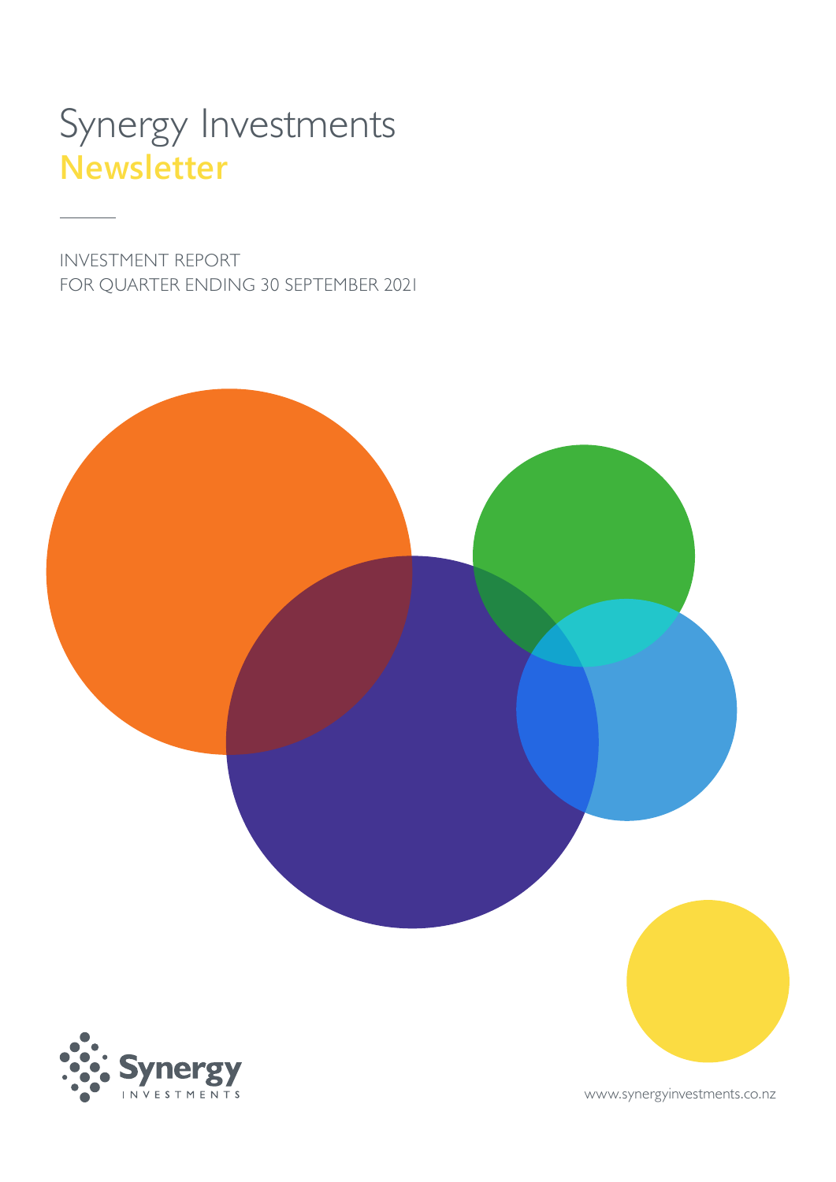# Synergy Investments
## Newsletter

INVESTMENT REPORT
FOR QUARTER ENDING 30 SEPTEMBER 2021

Synergy INVESTMENTS

www.synergyinvestments.co.nz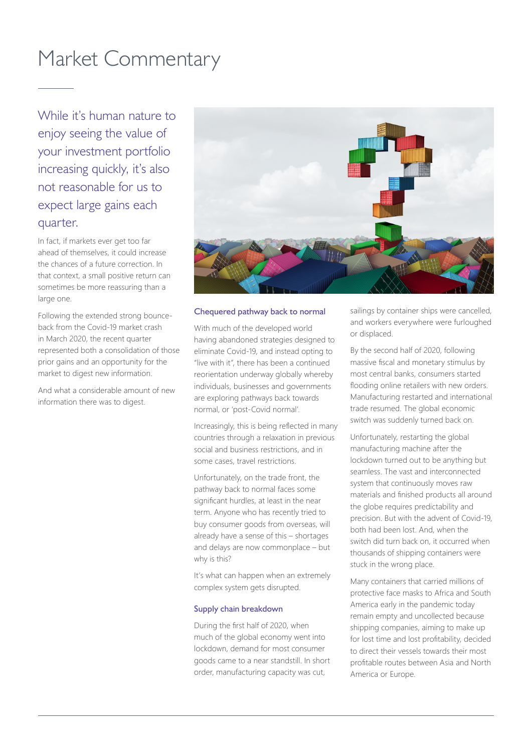# Market Commentary

While it's human nature to enjoy seeing the value of your investment portfolio increasing quickly, it's also not reasonable for us to expect large gains each quarter.

In fact, if markets ever get too far ahead of themselves, it could increase the chances of a future correction. In that context, a small positive return can sometimes be more reassuring than a large one.

Following the extended strong bounce-back from the Covid-19 market crash in March 2020, the recent quarter represented both a consolidation of those prior gains and an opportunity for the market to digest new information.

And what a considerable amount of new information there was to digest.

## Chequered pathway back to normal

With much of the developed world having abandoned strategies designed to eliminate Covid-19, and instead opting to "live with it", there has been a continued reorientation underway globally whereby individuals, businesses and governments are exploring pathways back towards normal, or 'post-Covid normal'.

Increasingly, this is being reflected in many countries through a relaxation in previous social and business restrictions, and in some cases, travel restrictions.

Unfortunately, on the trade front, the pathway back to normal faces some significant hurdles, at least in the near term. Anyone who has recently tried to buy consumer goods from overseas, will already have a sense of this – shortages and delays are now commonplace – but why is this?

It's what can happen when an extremely complex system gets disrupted.

## Supply chain breakdown

During the first half of 2020, when much of the global economy went into lockdown, demand for most consumer goods came to a near standstill. In short order, manufacturing capacity was cut, sailings by container ships were cancelled, and workers everywhere were furloughed or displaced.

By the second half of 2020, following massive fiscal and monetary stimulus by most central banks, consumers started flooding online retailers with new orders. Manufacturing restarted and international trade resumed. The global economic switch was suddenly turned back on.

Unfortunately, restarting the global manufacturing machine after the lockdown turned out to be anything but seamless. The vast and interconnected system that continuously moves raw materials and finished products all around the globe requires predictability and precision. But with the advent of Covid-19, both had been lost. And, when the switch did turn back on, it occurred when thousands of shipping containers were stuck in the wrong place.

Many containers that carried millions of protective face masks to Africa and South America early in the pandemic today remain empty and uncollected because shipping companies, aiming to make up for lost time and lost profitability, decided to direct their vessels towards their most profitable routes between Asia and North America or Europe.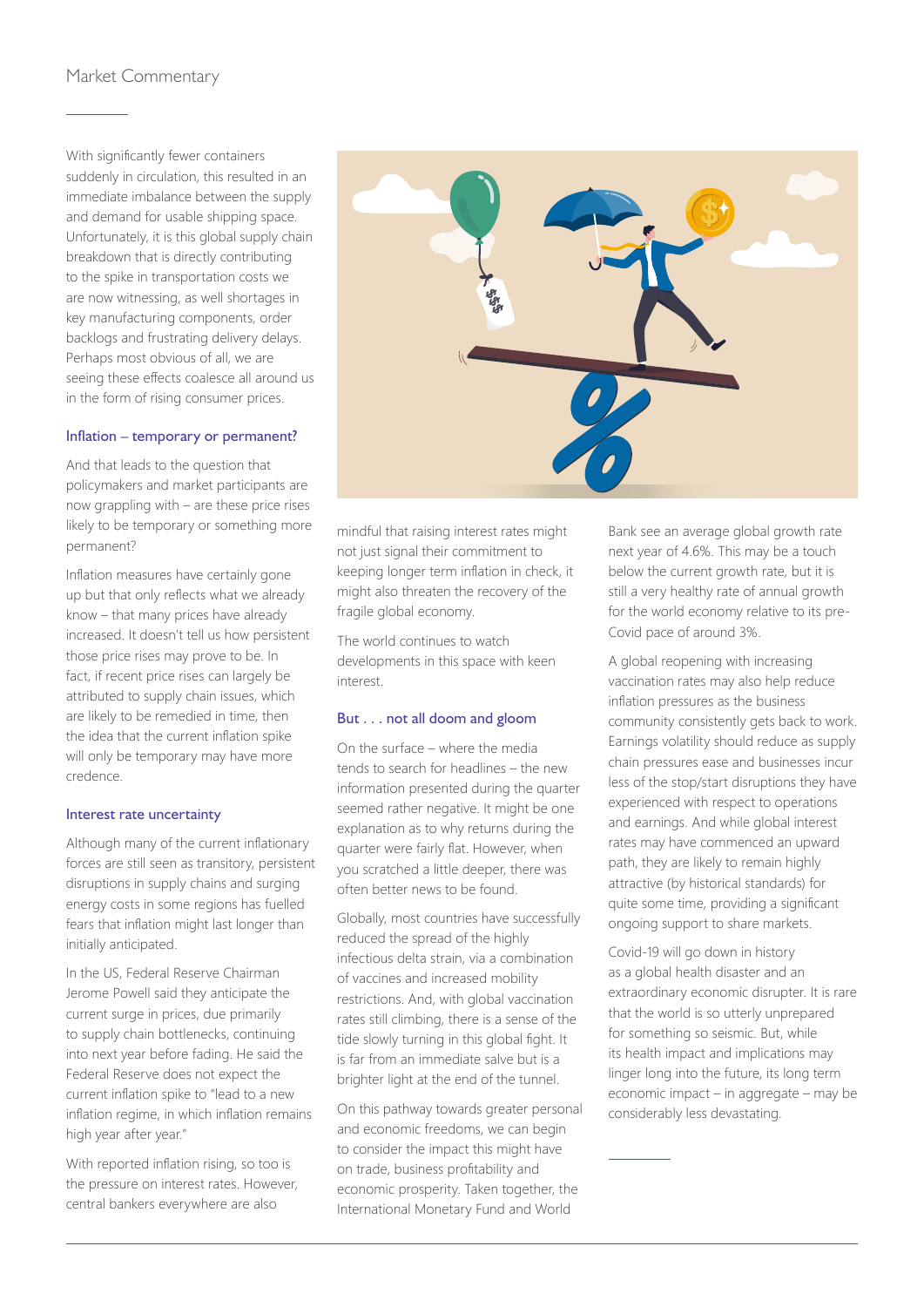With significantly fewer containers suddenly in circulation, this resulted in an immediate imbalance between the supply and demand for usable shipping space. Unfortunately, it is this global supply chain breakdown that is directly contributing to the spike in transportation costs we are now witnessing, as well shortages in key manufacturing components, order backlogs and frustrating delivery delays. Perhaps most obvious of all, we are seeing these effects coalesce all around us in the form of rising consumer prices.

### Inflation – temporary or permanent?

And that leads to the question that policymakers and market participants are now grappling with – are these price rises likely to be temporary or something more permanent?

Inflation measures have certainly gone up but that only reflects what we already know – that many prices have already increased. It doesn't tell us how persistent those price rises may prove to be. In fact, if recent price rises can largely be attributed to supply chain issues, which are likely to be remedied in time, then the idea that the current inflation spike will only be temporary may have more credence.

### Interest rate uncertainty

Although many of the current inflationary forces are still seen as transitory, persistent disruptions in supply chains and surging energy costs in some regions has fuelled fears that inflation might last longer than initially anticipated.

In the US, Federal Reserve Chairman Jerome Powell said they anticipate the current surge in prices, due primarily to supply chain bottlenecks, continuing into next year before fading. He said the Federal Reserve does not expect the current inflation spike to "lead to a new inflation regime, in which inflation remains high year after year."

With reported inflation rising, so too is the pressure on interest rates. However, central bankers everywhere are also mindful that raising interest rates might not just signal their commitment to keeping longer term inflation in check, it might also threaten the recovery of the fragile global economy.

The world continues to watch developments in this space with keen interest.

### But . . . not all doom and gloom

On the surface – where the media tends to search for headlines – the new information presented during the quarter seemed rather negative. It might be one explanation as to why returns during the quarter were fairly flat. However, when you scratched a little deeper, there was often better news to be found.

Globally, most countries have successfully reduced the spread of the highly infectious delta strain, via a combination of vaccines and increased mobility restrictions. And, with global vaccination rates still climbing, there is a sense of the tide slowly turning in this global fight. It is far from an immediate salve but is a brighter light at the end of the tunnel.

On this pathway towards greater personal and economic freedoms, we can begin to consider the impact this might have on trade, business profitability and economic prosperity. Taken together, the International Monetary Fund and World Bank see an average global growth rate next year of 4.6%. This may be a touch below the current growth rate, but it is still a very healthy rate of annual growth for the world economy relative to its pre-Covid pace of around 3%.

A global reopening with increasing vaccination rates may also help reduce inflation pressures as the business community consistently gets back to work. Earnings volatility should reduce as supply chain pressures ease and businesses incur less of the stop/start disruptions they have experienced with respect to operations and earnings. And while global interest rates may have commenced an upward path, they are likely to remain highly attractive (by historical standards) for quite some time, providing a significant ongoing support to share markets.

Covid-19 will go down in history as a global health disaster and an extraordinary economic disrupter. It is rare that the world is so utterly unprepared for something so seismic. But, while its health impact and implications may linger long into the future, its long term economic impact – in aggregate – may be considerably less devastating.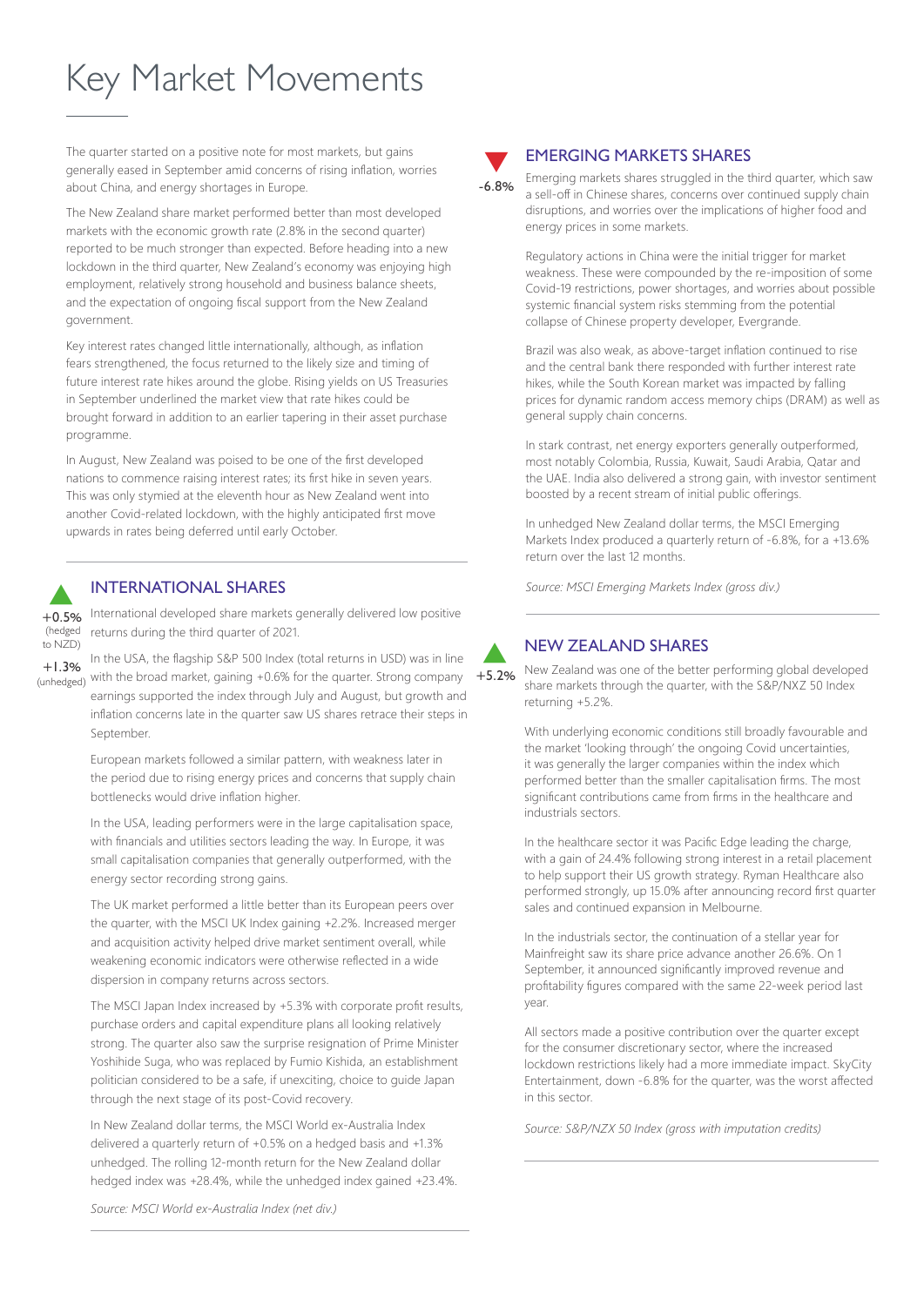# Key Market Movements

The quarter started on a positive note for most markets, but gains generally eased in September amid concerns of rising inflation, worries about China, and energy shortages in Europe.

The New Zealand share market performed better than most developed markets with the economic growth rate (2.8% in the second quarter) reported to be much stronger than expected. Before heading into a new lockdown in the third quarter, New Zealand's economy was enjoying high employment, relatively strong household and business balance sheets, and the expectation of ongoing fiscal support from the New Zealand government.

Key interest rates changed little internationally, although, as inflation fears strengthened, the focus returned to the likely size and timing of future interest rate hikes around the globe. Rising yields on US Treasuries in September underlined the market view that rate hikes could be brought forward in addition to an earlier tapering in their asset purchase programme.

In August, New Zealand was poised to be one of the first developed nations to commence raising interest rates; its first hike in seven years. This was only stymied at the eleventh hour as New Zealand went into another Covid-related lockdown, with the highly anticipated first move upwards in rates being deferred until early October.

## INTERNATIONAL SHARES

+0.5% (hedged to NZD)

+1.3% (unhedged)

International developed share markets generally delivered low positive returns during the third quarter of 2021.

In the USA, the flagship S&P 500 Index (total returns in USD) was in line with the broad market, gaining +0.6% for the quarter. Strong company earnings supported the index through July and August, but growth and inflation concerns late in the quarter saw US shares retrace their steps in September.

European markets followed a similar pattern, with weakness later in the period due to rising energy prices and concerns that supply chain bottlenecks would drive inflation higher.

In the USA, leading performers were in the large capitalisation space, with financials and utilities sectors leading the way. In Europe, it was small capitalisation companies that generally outperformed, with the energy sector recording strong gains.

The UK market performed a little better than its European peers over the quarter, with the MSCI UK Index gaining +2.2%. Increased merger and acquisition activity helped drive market sentiment overall, while weakening economic indicators were otherwise reflected in a wide dispersion in company returns across sectors.

The MSCI Japan Index increased by +5.3% with corporate profit results, purchase orders and capital expenditure plans all looking relatively strong. The quarter also saw the surprise resignation of Prime Minister Yoshihide Suga, who was replaced by Fumio Kishida, an establishment politician considered to be a safe, if unexciting, choice to guide Japan through the next stage of its post-Covid recovery.

In New Zealand dollar terms, the MSCI World ex-Australia Index delivered a quarterly return of +0.5% on a hedged basis and +1.3% unhedged. The rolling 12-month return for the New Zealand dollar hedged index was +28.4%, while the unhedged index gained +23.4%.

*Source: MSCI World ex-Australia Index (net div.)*

## EMERGING MARKETS SHARES

-6.8%

Emerging markets shares struggled in the third quarter, which saw a sell-off in Chinese shares, concerns over continued supply chain disruptions, and worries over the implications of higher food and energy prices in some markets.

Regulatory actions in China were the initial trigger for market weakness. These were compounded by the re-imposition of some Covid-19 restrictions, power shortages, and worries about possible systemic financial system risks stemming from the potential collapse of Chinese property developer, Evergrande.

Brazil was also weak, as above-target inflation continued to rise and the central bank there responded with further interest rate hikes, while the South Korean market was impacted by falling prices for dynamic random access memory chips (DRAM) as well as general supply chain concerns.

In stark contrast, net energy exporters generally outperformed, most notably Colombia, Russia, Kuwait, Saudi Arabia, Qatar and the UAE. India also delivered a strong gain, with investor sentiment boosted by a recent stream of initial public offerings.

In unhedged New Zealand dollar terms, the MSCI Emerging Markets Index produced a quarterly return of -6.8%, for a +13.6% return over the last 12 months.

*Source: MSCI Emerging Markets Index (gross div.)*

## NEW ZEALAND SHARES

+5.2%

New Zealand was one of the better performing global developed share markets through the quarter, with the S&P/NXZ 50 Index returning +5.2%.

With underlying economic conditions still broadly favourable and the market 'looking through' the ongoing Covid uncertainties, it was generally the larger companies within the index which performed better than the smaller capitalisation firms. The most significant contributions came from firms in the healthcare and industrials sectors.

In the healthcare sector it was Pacific Edge leading the charge, with a gain of 24.4% following strong interest in a retail placement to help support their US growth strategy. Ryman Healthcare also performed strongly, up 15.0% after announcing record first quarter sales and continued expansion in Melbourne.

In the industrials sector, the continuation of a stellar year for Mainfreight saw its share price advance another 26.6%. On 1 September, it announced significantly improved revenue and profitability figures compared with the same 22-week period last year.

All sectors made a positive contribution over the quarter except for the consumer discretionary sector, where the increased lockdown restrictions likely had a more immediate impact. SkyCity Entertainment, down -6.8% for the quarter, was the worst affected in this sector.

*Source: S&P/NZX 50 Index (gross with imputation credits)*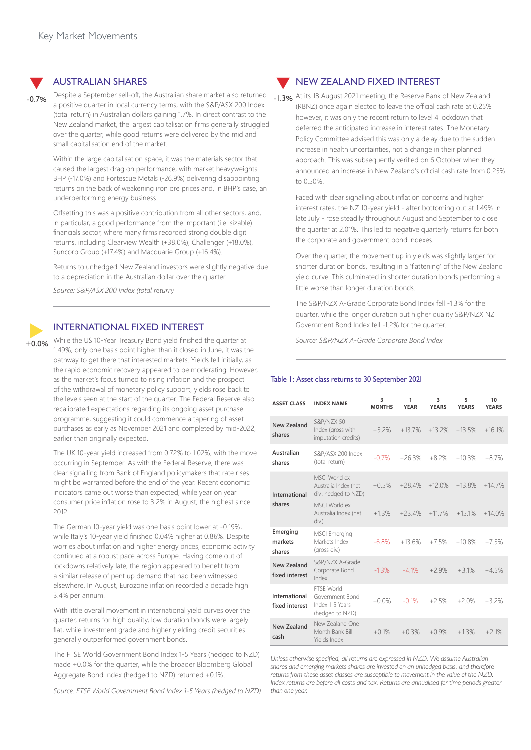# Key Market Movements

## AUSTRALIAN SHARES

-0.7%

Despite a September sell-off, the Australian share market also returned a positive quarter in local currency terms, with the S&P/ASX 200 Index (total return) in Australian dollars gaining 1.7%. In direct contrast to the New Zealand market, the largest capitalisation firms generally struggled over the quarter, while good returns were delivered by the mid and small capitalisation end of the market.

Within the large capitalisation space, it was the materials sector that caused the largest drag on performance, with market heavyweights BHP (-17.0%) and Fortescue Metals (-26.9%) delivering disappointing returns on the back of weakening iron ore prices and, in BHP's case, an underperforming energy business.

Offsetting this was a positive contribution from all other sectors, and, in particular, a good performance from the important (i.e. sizable) financials sector, where many firms recorded strong double digit returns, including Clearview Wealth (+38.0%), Challenger (+18.0%), Suncorp Group (+17.4%) and Macquarie Group (+16.4%).

Returns to unhedged New Zealand investors were slightly negative due to a depreciation in the Australian dollar over the quarter.

*Source: S&P/ASX 200 Index (total return)*

## INTERNATIONAL FIXED INTEREST

+0.0%

While the US 10-Year Treasury Bond yield finished the quarter at 1.49%, only one basis point higher than it closed in June, it was the pathway to get there that interested markets. Yields fell initially, as the rapid economic recovery appeared to be moderating. However, as the market's focus turned to rising inflation and the prospect of the withdrawal of monetary policy support, yields rose back to the levels seen at the start of the quarter. The Federal Reserve also recalibrated expectations regarding its ongoing asset purchase programme, suggesting it could commence a tapering of asset purchases as early as November 2021 and completed by mid-2022, earlier than originally expected.

The UK 10-year yield increased from 0.72% to 1.02%, with the move occurring in September. As with the Federal Reserve, there was clear signalling from Bank of England policymakers that rate rises might be warranted before the end of the year. Recent economic indicators came out worse than expected, while year on year consumer price inflation rose to 3.2% in August, the highest since 2012.

The German 10-year yield was one basis point lower at -0.19%, while Italy's 10-year yield finished 0.04% higher at 0.86%. Despite worries about inflation and higher energy prices, economic activity continued at a robust pace across Europe. Having come out of lockdowns relatively late, the region appeared to benefit from a similar release of pent up demand that had been witnessed elsewhere. In August, Eurozone inflation recorded a decade high 3.4% per annum.

With little overall movement in international yield curves over the quarter, returns for high quality, low duration bonds were largely flat, while investment grade and higher yielding credit securities generally outperformed government bonds.

The FTSE World Government Bond Index 1-5 Years (hedged to NZD) made +0.0% for the quarter, while the broader Bloomberg Global Aggregate Bond Index (hedged to NZD) returned +0.1%.

*Source: FTSE World Government Bond Index 1-5 Years (hedged to NZD)*

## NEW ZEALAND FIXED INTEREST

-1.3%

At its 18 August 2021 meeting, the Reserve Bank of New Zealand (RBNZ) once again elected to leave the official cash rate at 0.25% however, it was only the recent return to level 4 lockdown that deferred the anticipated increase in interest rates. The Monetary Policy Committee advised this was only a delay due to the sudden increase in health uncertainties, not a change in their planned approach. This was subsequently verified on 6 October when they announced an increase in New Zealand's official cash rate from 0.25% to 0.50%.

Faced with clear signalling about inflation concerns and higher interest rates, the NZ 10-year yield - after bottoming out at 1.49% in late July - rose steadily throughout August and September to close the quarter at 2.01%. This led to negative quarterly returns for both the corporate and government bond indexes.

Over the quarter, the movement up in yields was slightly larger for shorter duration bonds, resulting in a 'flattening' of the New Zealand yield curve. This culminated in shorter duration bonds performing a little worse than longer duration bonds.

The S&P/NZX A-Grade Corporate Bond Index fell -1.3% for the quarter, while the longer duration but higher quality S&P/NZX NZ Government Bond Index fell -1.2% for the quarter.

*Source: S&P/NZX A-Grade Corporate Bond Index*

Table 1: Asset class returns to 30 September 2021

| ASSET CLASS | INDEX NAME | 3 MONTHS | 1 YEAR | 3 YEARS | 5 YEARS | 10 YEARS |
|---|---|---|---|---|---|---|
| New Zealand shares | S&P/NZX 50 Index (gross with imputation credits) | +5.2% | +13.7% | +13.2% | +13.5% | +16.1% |
| Australian shares | S&P/ASX 200 Index (total return) | -0.7% | +26.3% | +8.2% | +10.3% | +8.7% |
| International shares | MSCI World ex Australia Index (net div., hedged to NZD) | +0.5% | +28.4% | +12.0% | +13.8% | +14.7% |
| | MSCI World ex Australia Index (net div.) | +1.3% | +23.4% | +11.7% | +15.1% | +14.0% |
| Emerging markets shares | MSCI Emerging Markets Index (gross div.) | -6.8% | +13.6% | +7.5% | +10.8% | +7.5% |
| New Zealand fixed interest | S&P/NZX A-Grade Corporate Bond Index | -1.3% | -4.1% | +2.9% | +3.1% | +4.5% |
| International fixed interest | FTSE World Government Bond Index 1-5 Years (hedged to NZD) | +0.0% | -0.1% | +2.5% | +2.0% | +3.2% |
| New Zealand cash | New Zealand One-Month Bank Bill Yields Index | +0.1% | +0.3% | +0.9% | +1.3% | +2.1% |

*Unless otherwise specified, all returns are expressed in NZD. We assume Australian shares and emerging markets shares are invested on an unhedged basis, and therefore returns from these asset classes are susceptible to movement in the value of the NZD. Index returns are before all costs and tax. Returns are annualised for time periods greater than one year.*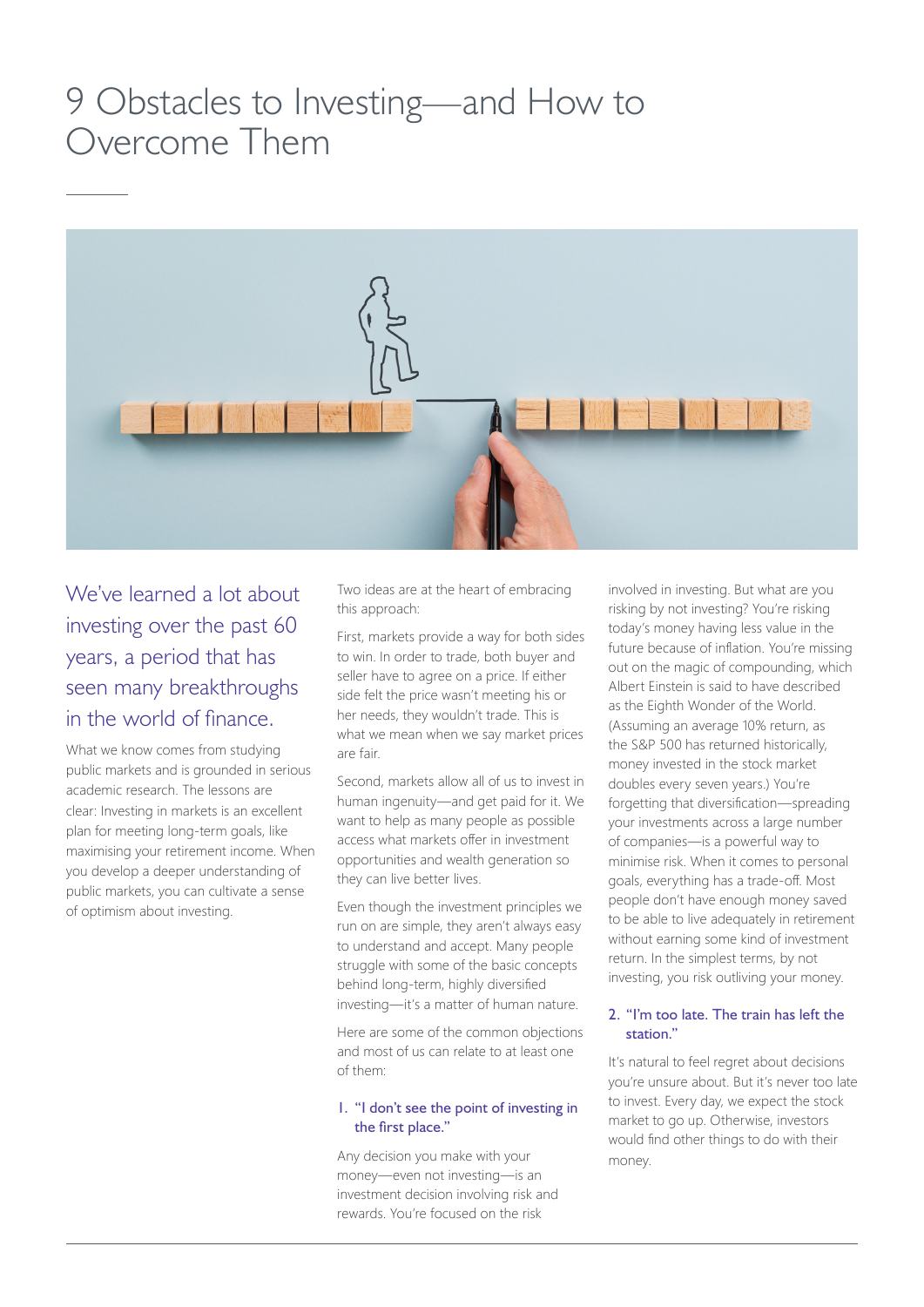# 9 Obstacles to Investing—and How to Overcome Them

## We've learned a lot about investing over the past 60 years, a period that has seen many breakthroughs in the world of finance.

What we know comes from studying public markets and is grounded in serious academic research. The lessons are clear: Investing in markets is an excellent plan for meeting long-term goals, like maximising your retirement income. When you develop a deeper understanding of public markets, you can cultivate a sense of optimism about investing.

Two ideas are at the heart of embracing this approach:

First, markets provide a way for both sides to win. In order to trade, both buyer and seller have to agree on a price. If either side felt the price wasn't meeting his or her needs, they wouldn't trade. This is what we mean when we say market prices are fair.

Second, markets allow all of us to invest in human ingenuity—and get paid for it. We want to help as many people as possible access what markets offer in investment opportunities and wealth generation so they can live better lives.

Even though the investment principles we run on are simple, they aren't always easy to understand and accept. Many people struggle with some of the basic concepts behind long-term, highly diversified investing—it's a matter of human nature.

Here are some of the common objections and most of us can relate to at least one of them:

### 1. "I don't see the point of investing in the first place."

Any decision you make with your money—even not investing—is an investment decision involving risk and rewards. You're focused on the risk involved in investing. But what are you risking by not investing? You're risking today's money having less value in the future because of inflation. You're missing out on the magic of compounding, which Albert Einstein is said to have described as the Eighth Wonder of the World. (Assuming an average 10% return, as the S&P 500 has returned historically, money invested in the stock market doubles every seven years.) You're forgetting that diversification—spreading your investments across a large number of companies—is a powerful way to minimise risk. When it comes to personal goals, everything has a trade-off. Most people don't have enough money saved to be able to live adequately in retirement without earning some kind of investment return. In the simplest terms, by not investing, you risk outliving your money.

### 2. "I'm too late. The train has left the station."

It's natural to feel regret about decisions you're unsure about. But it's never too late to invest. Every day, we expect the stock market to go up. Otherwise, investors would find other things to do with their money.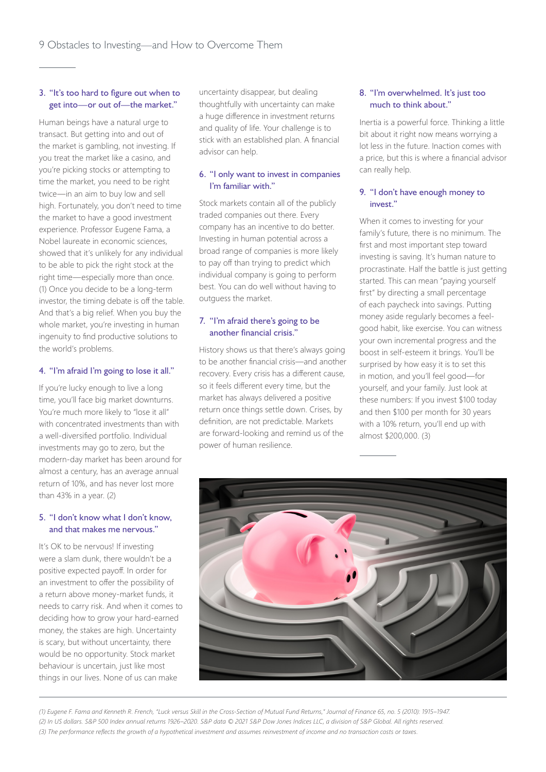### 3. "It's too hard to figure out when to get into—or out of—the market."

Human beings have a natural urge to transact. But getting into and out of the market is gambling, not investing. If you treat the market like a casino, and you're picking stocks or attempting to time the market, you need to be right twice—in an aim to buy low and sell high. Fortunately, you don't need to time the market to have a good investment experience. Professor Eugene Fama, a Nobel laureate in economic sciences, showed that it's unlikely for any individual to be able to pick the right stock at the right time—especially more than once. (1) Once you decide to be a long-term investor, the timing debate is off the table. And that's a big relief. When you buy the whole market, you're investing in human ingenuity to find productive solutions to the world's problems.

### 4. "I'm afraid I'm going to lose it all."

If you're lucky enough to live a long time, you'll face big market downturns. You're much more likely to "lose it all" with concentrated investments than with a well-diversified portfolio. Individual investments may go to zero, but the modern-day market has been around for almost a century, has an average annual return of 10%, and has never lost more than 43% in a year. (2)

### 5. "I don't know what I don't know, and that makes me nervous."

It's OK to be nervous! If investing were a slam dunk, there wouldn't be a positive expected payoff. In order for an investment to offer the possibility of a return above money-market funds, it needs to carry risk. And when it comes to deciding how to grow your hard-earned money, the stakes are high. Uncertainty is scary, but without uncertainty, there would be no opportunity. Stock market behaviour is uncertain, just like most things in our lives. None of us can make uncertainty disappear, but dealing thoughtfully with uncertainty can make a huge difference in investment returns and quality of life. Your challenge is to stick with an established plan. A financial advisor can help.

### 6. "I only want to invest in companies I'm familiar with."

Stock markets contain all of the publicly traded companies out there. Every company has an incentive to do better. Investing in human potential across a broad range of companies is more likely to pay off than trying to predict which individual company is going to perform best. You can do well without having to outguess the market.

### 7. "I'm afraid there's going to be another financial crisis."

History shows us that there's always going to be another financial crisis—and another recovery. Every crisis has a different cause, so it feels different every time, but the market has always delivered a positive return once things settle down. Crises, by definition, are not predictable. Markets are forward-looking and remind us of the power of human resilience.

### 8. "I'm overwhelmed. It's just too much to think about."

Inertia is a powerful force. Thinking a little bit about it right now means worrying a lot less in the future. Inaction comes with a price, but this is where a financial advisor can really help.

### 9. "I don't have enough money to invest."

When it comes to investing for your family's future, there is no minimum. The first and most important step toward investing is saving. It's human nature to procrastinate. Half the battle is just getting started. This can mean "paying yourself first" by directing a small percentage of each paycheck into savings. Putting money aside regularly becomes a feel-good habit, like exercise. You can witness your own incremental progress and the boost in self-esteem it brings. You'll be surprised by how easy it is to set this in motion, and you'll feel good—for yourself, and your family. Just look at these numbers: If you invest $100 today and then $100 per month for 30 years with a 10% return, you'll end up with almost $200,000. (3)

---

*(1) Eugene F. Fama and Kenneth R. French, "Luck versus Skill in the Cross-Section of Mutual Fund Returns," Journal of Finance 65, no. 5 (2010): 1915–1947.*
*(2) In US dollars. S&P 500 Index annual returns 1926–2020. S&P data © 2021 S&P Dow Jones Indices LLC, a division of S&P Global. All rights reserved.*
*(3) The performance reflects the growth of a hypothetical investment and assumes reinvestment of income and no transaction costs or taxes.*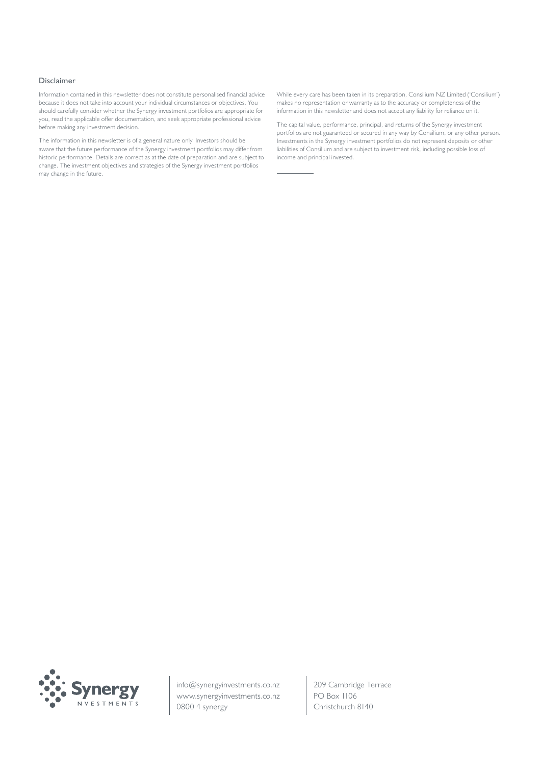## Disclaimer

Information contained in this newsletter does not constitute personalised financial advice because it does not take into account your individual circumstances or objectives. You should carefully consider whether the Synergy investment portfolios are appropriate for you, read the applicable offer documentation, and seek appropriate professional advice before making any investment decision.

The information in this newsletter is of a general nature only. Investors should be aware that the future performance of the Synergy investment portfolios may differ from historic performance. Details are correct as at the date of preparation and are subject to change. The investment objectives and strategies of the Synergy investment portfolios may change in the future.

While every care has been taken in its preparation, Consilium NZ Limited ('Consilium') makes no representation or warranty as to the accuracy or completeness of the information in this newsletter and does not accept any liability for reliance on it.

The capital value, performance, principal, and returns of the Synergy investment portfolios are not guaranteed or secured in any way by Consilium, or any other person. Investments in the Synergy investment portfolios do not represent deposits or other liabilities of Consilium and are subject to investment risk, including possible loss of income and principal invested.

Synergy INVESTMENTS

info@synergyinvestments.co.nz
www.synergyinvestments.co.nz
0800 4 synergy

209 Cambridge Terrace
PO Box 1106
Christchurch 8140